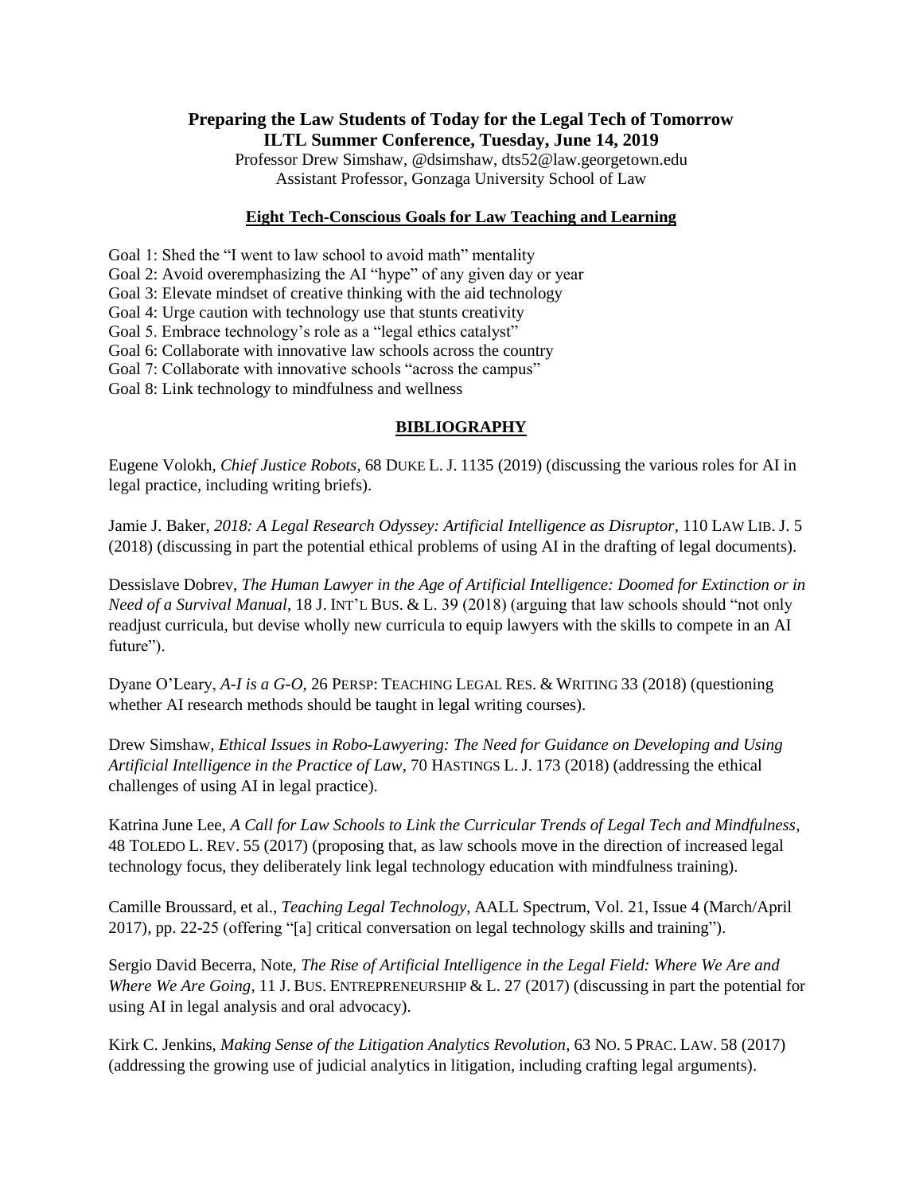# Preparing the Law Students of Today for the Legal Tech of Tomorrow

## ILTL Summer Conference, Tuesday, June 14, 2019

Professor Drew Simshaw, @dsimshaw, dts52@law.georgetown.edu
Assistant Professor, Gonzaga University School of Law

### Eight Tech-Conscious Goals for Law Teaching and Learning

Goal 1: Shed the "I went to law school to avoid math" mentality
Goal 2: Avoid overemphasizing the AI "hype" of any given day or year
Goal 3: Elevate mindset of creative thinking with the aid technology
Goal 4: Urge caution with technology use that stunts creativity
Goal 5. Embrace technology's role as a "legal ethics catalyst"
Goal 6: Collaborate with innovative law schools across the country
Goal 7: Collaborate with innovative schools "across the campus"
Goal 8: Link technology to mindfulness and wellness

### BIBLIOGRAPHY

Eugene Volokh, *Chief Justice Robots*, 68 DUKE L. J. 1135 (2019) (discussing the various roles for AI in legal practice, including writing briefs).

Jamie J. Baker, *2018: A Legal Research Odyssey: Artificial Intelligence as Disruptor*, 110 LAW LIB. J. 5 (2018) (discussing in part the potential ethical problems of using AI in the drafting of legal documents).

Dessislave Dobrev, *The Human Lawyer in the Age of Artificial Intelligence: Doomed for Extinction or in Need of a Survival Manual*, 18 J. INT'L BUS. & L. 39 (2018) (arguing that law schools should "not only readjust curricula, but devise wholly new curricula to equip lawyers with the skills to compete in an AI future").

Dyane O'Leary, *A-I is a G-O*, 26 PERSP: TEACHING LEGAL RES. & WRITING 33 (2018) (questioning whether AI research methods should be taught in legal writing courses).

Drew Simshaw, *Ethical Issues in Robo-Lawyering: The Need for Guidance on Developing and Using Artificial Intelligence in the Practice of Law*, 70 HASTINGS L. J. 173 (2018) (addressing the ethical challenges of using AI in legal practice).

Katrina June Lee, *A Call for Law Schools to Link the Curricular Trends of Legal Tech and Mindfulness*, 48 TOLEDO L. REV. 55 (2017) (proposing that, as law schools move in the direction of increased legal technology focus, they deliberately link legal technology education with mindfulness training).

Camille Broussard, et al., *Teaching Legal Technology*, AALL Spectrum, Vol. 21, Issue 4 (March/April 2017), pp. 22-25 (offering "[a] critical conversation on legal technology skills and training").

Sergio David Becerra, Note, *The Rise of Artificial Intelligence in the Legal Field: Where We Are and Where We Are Going*, 11 J. BUS. ENTREPRENEURSHIP & L. 27 (2017) (discussing in part the potential for using AI in legal analysis and oral advocacy).

Kirk C. Jenkins, *Making Sense of the Litigation Analytics Revolution*, 63 NO. 5 PRAC. LAW. 58 (2017) (addressing the growing use of judicial analytics in litigation, including crafting legal arguments).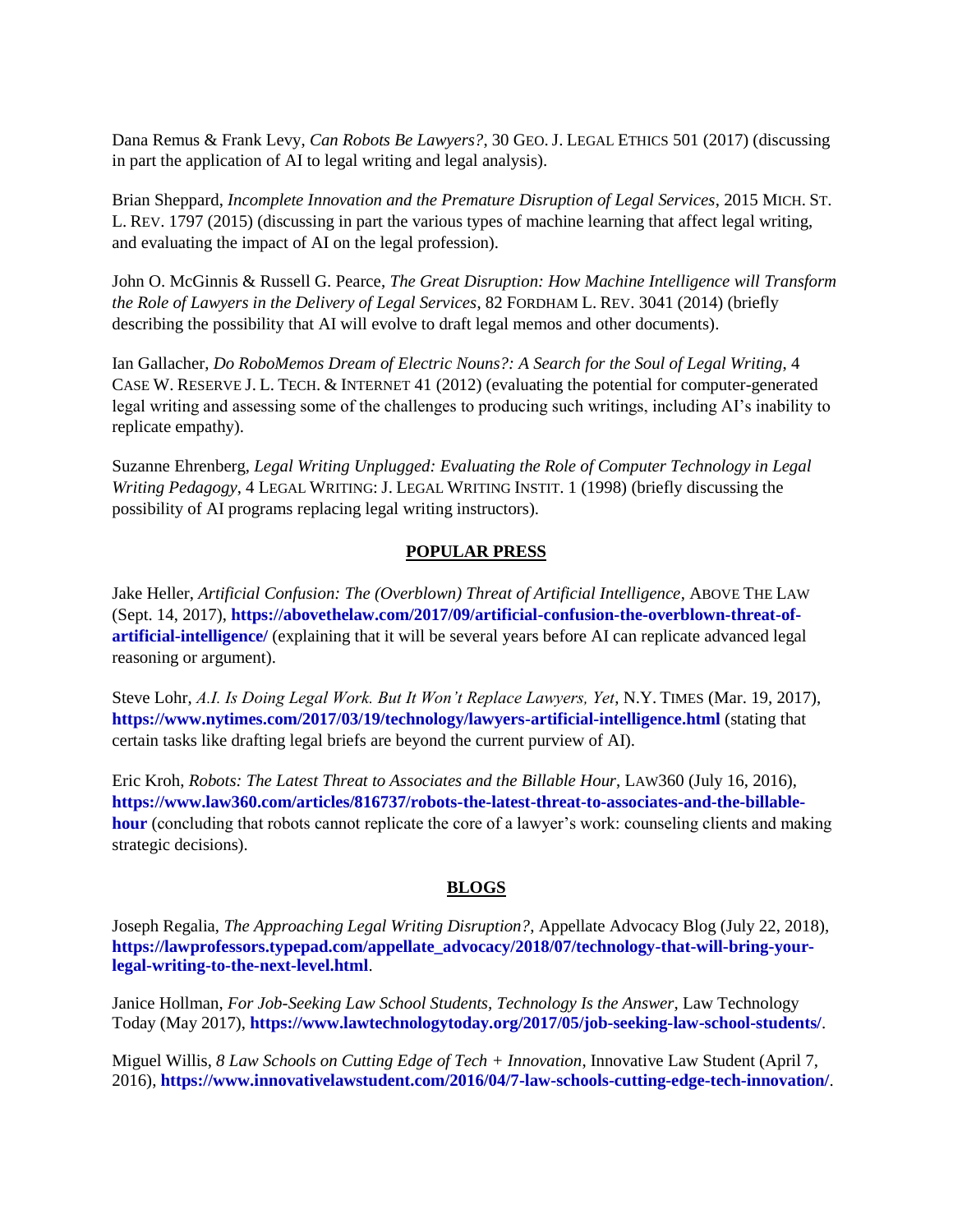Dana Remus & Frank Levy, *Can Robots Be Lawyers?*, 30 GEO. J. LEGAL ETHICS 501 (2017) (discussing in part the application of AI to legal writing and legal analysis).

Brian Sheppard, *Incomplete Innovation and the Premature Disruption of Legal Services*, 2015 MICH. ST. L. REV. 1797 (2015) (discussing in part the various types of machine learning that affect legal writing, and evaluating the impact of AI on the legal profession).

John O. McGinnis & Russell G. Pearce, *The Great Disruption: How Machine Intelligence will Transform the Role of Lawyers in the Delivery of Legal Services*, 82 FORDHAM L. REV. 3041 (2014) (briefly describing the possibility that AI will evolve to draft legal memos and other documents).

Ian Gallacher, *Do RoboMemos Dream of Electric Nouns?: A Search for the Soul of Legal Writing*, 4 CASE W. RESERVE J. L. TECH. & INTERNET 41 (2012) (evaluating the potential for computer-generated legal writing and assessing some of the challenges to producing such writings, including AI's inability to replicate empathy).

Suzanne Ehrenberg, *Legal Writing Unplugged: Evaluating the Role of Computer Technology in Legal Writing Pedagogy*, 4 LEGAL WRITING: J. LEGAL WRITING INSTIT. 1 (1998) (briefly discussing the possibility of AI programs replacing legal writing instructors).

## POPULAR PRESS

Jake Heller, *Artificial Confusion: The (Overblown) Threat of Artificial Intelligence*, ABOVE THE LAW (Sept. 14, 2017), **https://abovethelaw.com/2017/09/artificial-confusion-the-overblown-threat-of-artificial-intelligence/** (explaining that it will be several years before AI can replicate advanced legal reasoning or argument).

Steve Lohr, *A.I. Is Doing Legal Work. But It Won't Replace Lawyers, Yet*, N.Y. TIMES (Mar. 19, 2017), **https://www.nytimes.com/2017/03/19/technology/lawyers-artificial-intelligence.html** (stating that certain tasks like drafting legal briefs are beyond the current purview of AI).

Eric Kroh, *Robots: The Latest Threat to Associates and the Billable Hour*, LAW360 (July 16, 2016), **https://www.law360.com/articles/816737/robots-the-latest-threat-to-associates-and-the-billable-hour** (concluding that robots cannot replicate the core of a lawyer's work: counseling clients and making strategic decisions).

## BLOGS

Joseph Regalia, *The Approaching Legal Writing Disruption?*, Appellate Advocacy Blog (July 22, 2018), **https://lawprofessors.typepad.com/appellate_advocacy/2018/07/technology-that-will-bring-your-legal-writing-to-the-next-level.html**.

Janice Hollman, *For Job-Seeking Law School Students, Technology Is the Answer*, Law Technology Today (May 2017), **https://www.lawtechnologytoday.org/2017/05/job-seeking-law-school-students/**.

Miguel Willis, *8 Law Schools on Cutting Edge of Tech + Innovation*, Innovative Law Student (April 7, 2016), **https://www.innovativelawstudent.com/2016/04/7-law-schools-cutting-edge-tech-innovation/**.